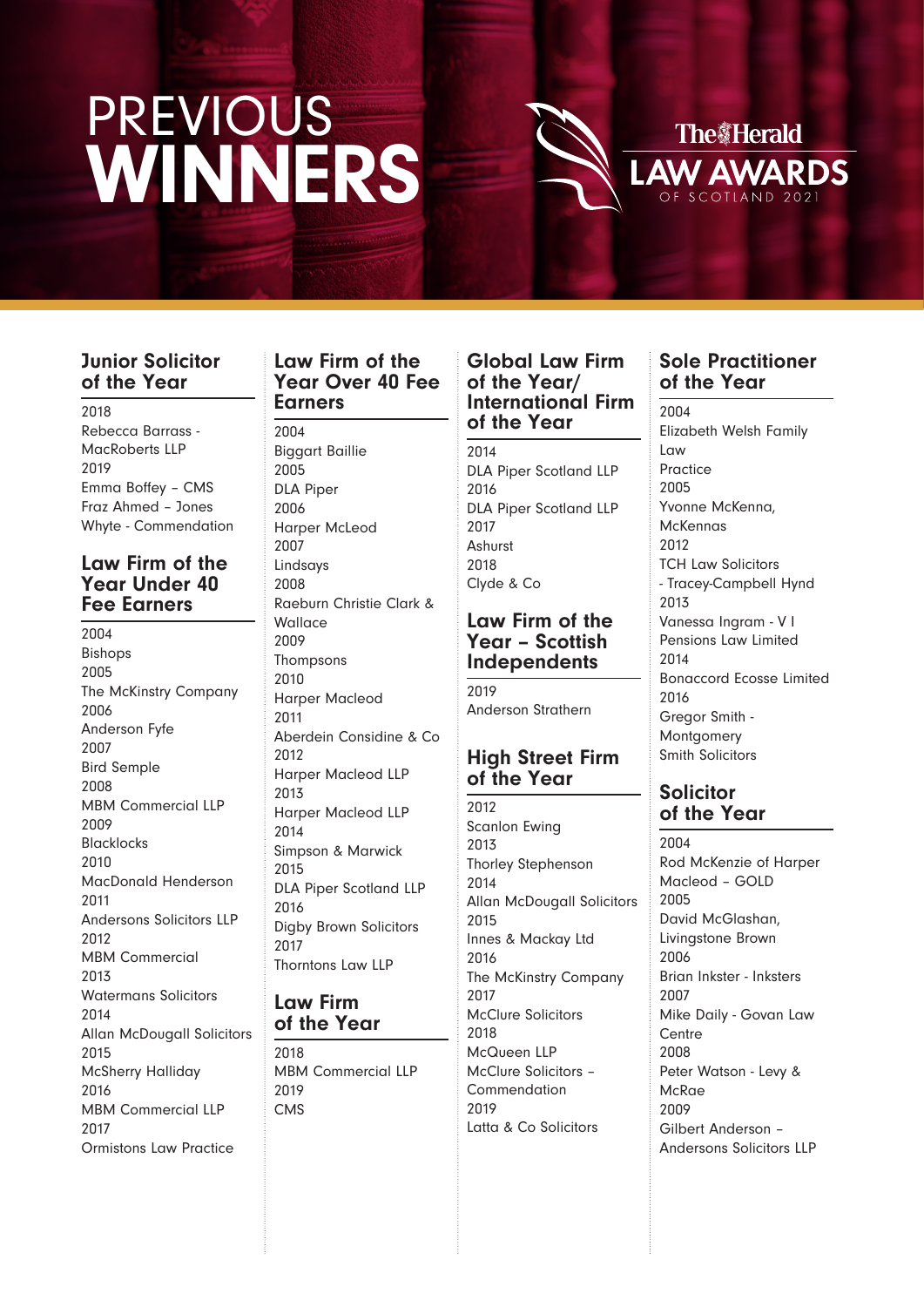# PREVIOUS WINNERS

The Herald LAW AWARDS OF SCOTLAND 2021

## Junior Solicitor of the Year

2018
Rebecca Barrass - MacRoberts LLP
2019
Emma Boffey – CMS
Fraz Ahmed – Jones Whyte - Commendation

## Law Firm of the Year Under 40 Fee Earners

2004
Bishops
2005
The McKinstry Company
2006
Anderson Fyfe
2007
Bird Semple
2008
MBM Commercial LLP
2009
Blacklocks
2010
MacDonald Henderson
2011
Andersons Solicitors LLP
2012
MBM Commercial
2013
Watermans Solicitors
2014
Allan McDougall Solicitors
2015
McSherry Halliday
2016
MBM Commercial LLP
2017
Ormistons Law Practice

## Law Firm of the Year Over 40 Fee Earners

2004
Biggart Baillie
2005
DLA Piper
2006
Harper McLeod
2007
Lindsays
2008
Raeburn Christie Clark & Wallace
2009
Thompsons
2010
Harper Macleod
2011
Aberdein Considine & Co
2012
Harper Macleod LLP
2013
Harper Macleod LLP
2014
Simpson & Marwick
2015
DLA Piper Scotland LLP
2016
Digby Brown Solicitors
2017
Thorntons Law LLP

## Law Firm of the Year

2018
MBM Commercial LLP
2019
CMS

## Global Law Firm of the Year/ International Firm of the Year

2014
DLA Piper Scotland LLP
2016
DLA Piper Scotland LLP
2017
Ashurst
2018
Clyde & Co

## Law Firm of the Year – Scottish Independents

2019
Anderson Strathern

## High Street Firm of the Year

2012
Scanlon Ewing
2013
Thorley Stephenson
2014
Allan McDougall Solicitors
2015
Innes & Mackay Ltd
2016
The McKinstry Company
2017
McClure Solicitors
2018
McQueen LLP
McClure Solicitors – Commendation
2019
Latta & Co Solicitors

## Sole Practitioner of the Year

2004
Elizabeth Welsh Family Law Practice
2005
Yvonne McKenna, McKennas
2012
TCH Law Solicitors - Tracey-Campbell Hynd
2013
Vanessa Ingram - V I Pensions Law Limited
2014
Bonaccord Ecosse Limited
2016
Gregor Smith - Montgomery Smith Solicitors

## Solicitor of the Year

2004
Rod McKenzie of Harper Macleod – GOLD
2005
David McGlashan, Livingstone Brown
2006
Brian Inkster - Inksters
2007
Mike Daily - Govan Law Centre
2008
Peter Watson - Levy & McRae
2009
Gilbert Anderson – Andersons Solicitors LLP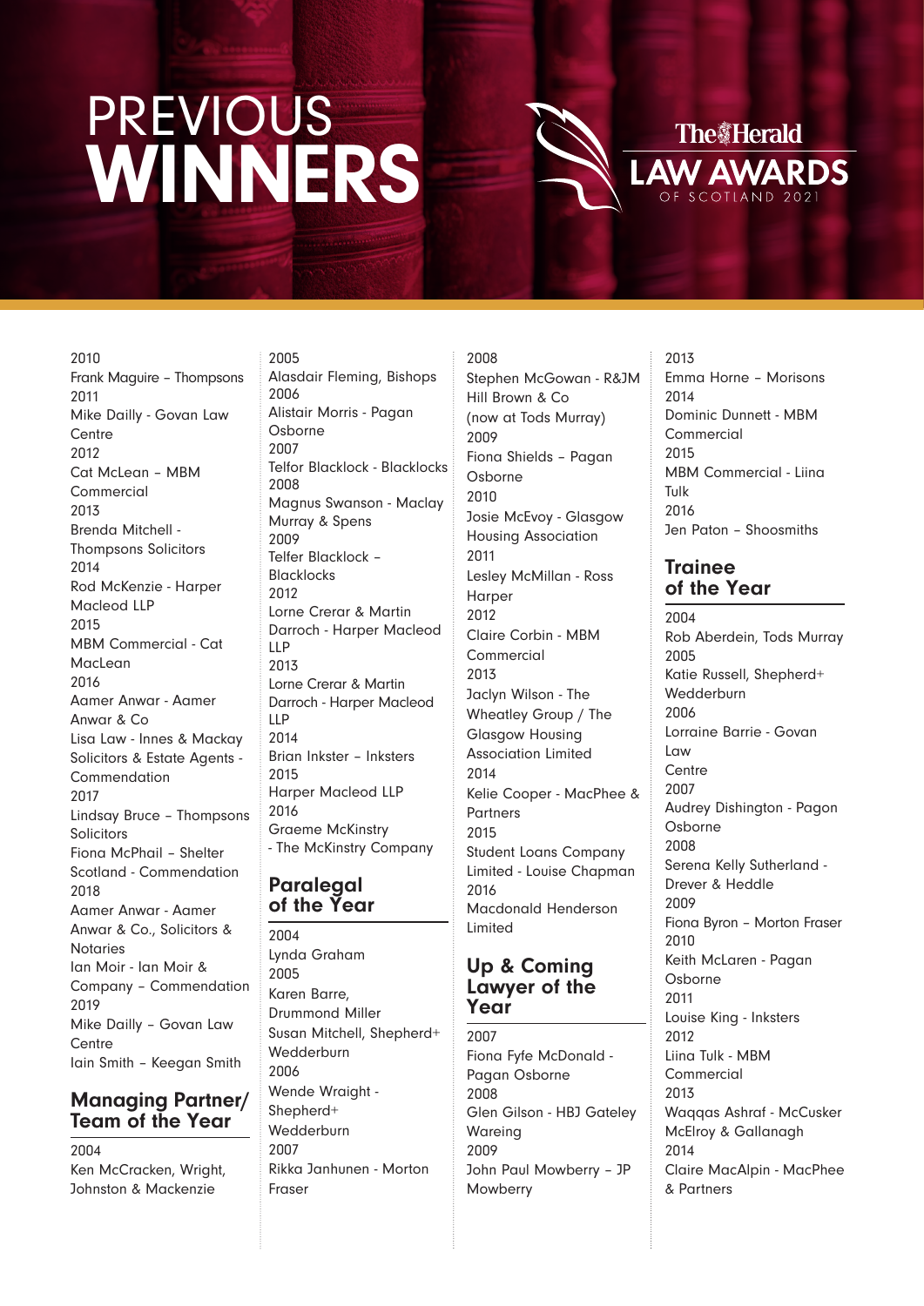# PREVIOUS WINNERS

The Herald LAW AWARDS OF SCOTLAND 2021

2010
Frank Maguire – Thompsons
2011
Mike Dailly - Govan Law Centre
2012
Cat McLean – MBM Commercial
2013
Brenda Mitchell - Thompsons Solicitors
2014
Rod McKenzie - Harper Macleod LLP
2015
MBM Commercial - Cat MacLean
2016
Aamer Anwar - Aamer Anwar & Co
Lisa Law - Innes & Mackay Solicitors & Estate Agents - Commendation
2017
Lindsay Bruce – Thompsons Solicitors
Fiona McPhail – Shelter Scotland - Commendation
2018
Aamer Anwar - Aamer Anwar & Co., Solicitors & Notaries
Ian Moir - Ian Moir & Company – Commendation
2019
Mike Dailly – Govan Law Centre
Iain Smith – Keegan Smith

## Managing Partner/ Team of the Year

2004
Ken McCracken, Wright, Johnston & Mackenzie
2005
Alasdair Fleming, Bishops
2006
Alistair Morris - Pagan Osborne
2007
Telfor Blacklock - Blacklocks
2008
Magnus Swanson - Maclay Murray & Spens
2009
Telfer Blacklock – Blacklocks
2012
Lorne Crerar & Martin Darroch - Harper Macleod LLP
2013
Lorne Crerar & Martin Darroch - Harper Macleod LLP
2014
Brian Inkster – Inksters
2015
Harper Macleod LLP
2016
Graeme McKinstry - The McKinstry Company

## Paralegal of the Year

2004
Lynda Graham
2005
Karen Barre, Drummond Miller
Susan Mitchell, Shepherd+ Wedderburn
2006
Wende Wraight - Shepherd+ Wedderburn
2007
Rikka Janhunen - Morton Fraser
2008
Stephen McGowan - R&JM Hill Brown & Co (now at Tods Murray)
2009
Fiona Shields – Pagan Osborne
2010
Josie McEvoy - Glasgow Housing Association
2011
Lesley McMillan - Ross Harper
2012
Claire Corbin - MBM Commercial
2013
Jaclyn Wilson - The Wheatley Group / The Glasgow Housing Association Limited
2014
Kelie Cooper - MacPhee & Partners
2015
Student Loans Company Limited - Louise Chapman
2016
Macdonald Henderson Limited

## Up & Coming Lawyer of the Year

2007
Fiona Fyfe McDonald - Pagan Osborne
2008
Glen Gilson - HBJ Gateley Wareing
2009
John Paul Mowberry – JP Mowberry
2013
Emma Horne – Morisons
2014
Dominic Dunnett - MBM Commercial
2015
MBM Commercial - Liina Tulk
2016
Jen Paton – Shoosmiths

## Trainee of the Year

2004
Rob Aberdein, Tods Murray
2005
Katie Russell, Shepherd+ Wedderburn
2006
Lorraine Barrie - Govan Law Centre
2007
Audrey Dishington - Pagon Osborne
2008
Serena Kelly Sutherland - Drever & Heddle
2009
Fiona Byron – Morton Fraser
2010
Keith McLaren - Pagan Osborne
2011
Louise King - Inksters
2012
Liina Tulk - MBM Commercial
2013
Waqqas Ashraf - McCusker McElroy & Gallanagh
2014
Claire MacAlpin - MacPhee & Partners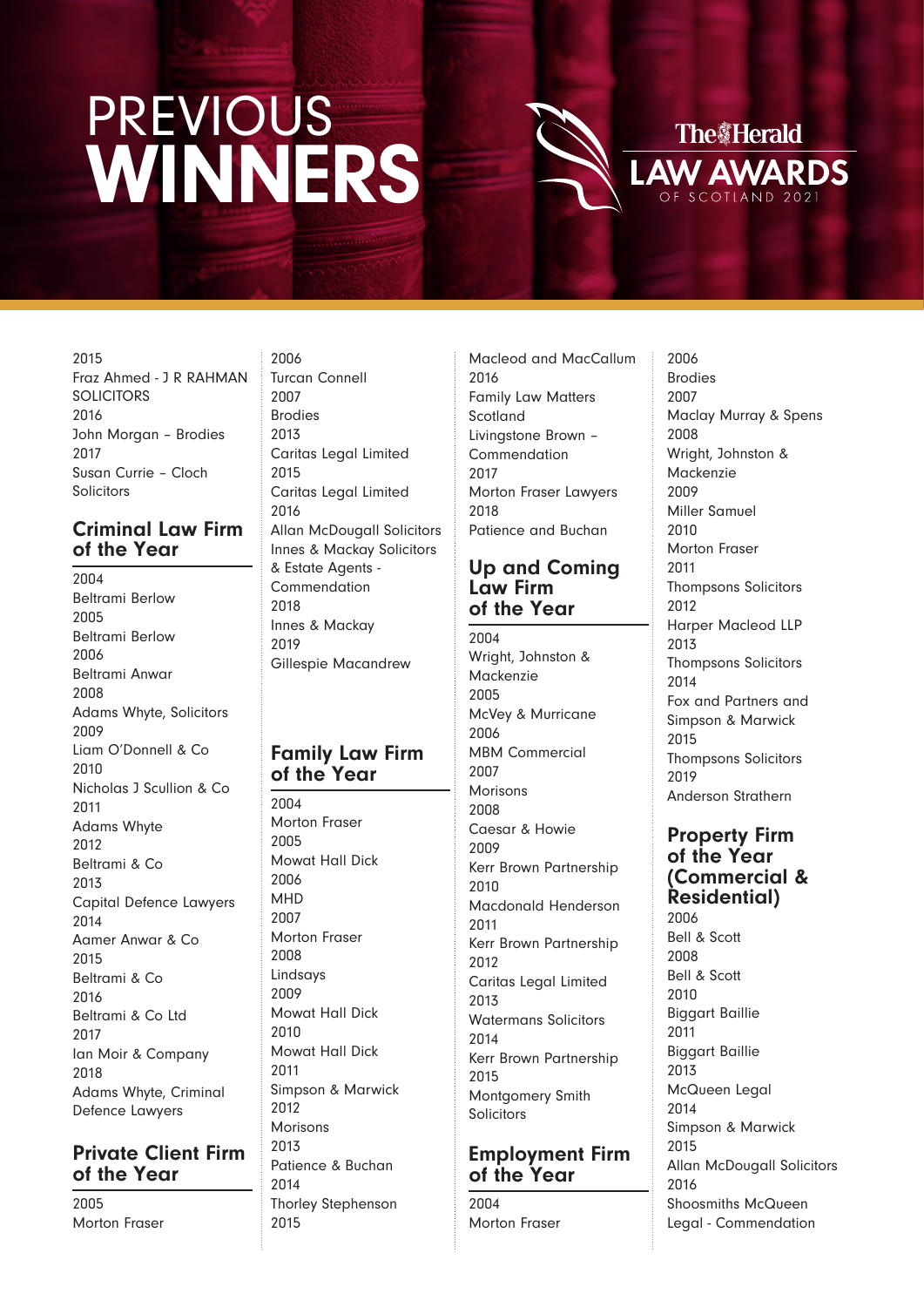# PREVIOUS WINNERS

The Herald LAW AWARDS OF SCOTLAND 2021

2015
Fraz Ahmed - J R RAHMAN SOLICITORS
2016
John Morgan – Brodies
2017
Susan Currie – Cloch Solicitors

## Criminal Law Firm of the Year

2004
Beltrami Berlow
2005
Beltrami Berlow
2006
Beltrami Anwar
2008
Adams Whyte, Solicitors
2009
Liam O'Donnell & Co
2010
Nicholas J Scullion & Co
2011
Adams Whyte
2012
Beltrami & Co
2013
Capital Defence Lawyers
2014
Aamer Anwar & Co
2015
Beltrami & Co
2016
Beltrami & Co Ltd
2017
Ian Moir & Company
2018
Adams Whyte, Criminal Defence Lawyers

## Private Client Firm of the Year

2005
Morton Fraser
2006
Turcan Connell
2007
Brodies
2013
Caritas Legal Limited
2015
Caritas Legal Limited
2016
Allan McDougall Solicitors
Innes & Mackay Solicitors & Estate Agents - Commendation
2018
Innes & Mackay
2019
Gillespie Macandrew

## Family Law Firm of the Year

2004
Morton Fraser
2005
Mowat Hall Dick
2006
MHD
2007
Morton Fraser
2008
Lindsays
2009
Mowat Hall Dick
2010
Mowat Hall Dick
2011
Simpson & Marwick
2012
Morisons
2013
Patience & Buchan
2014
Thorley Stephenson
2015
Macleod and MacCallum
2016
Family Law Matters Scotland
Livingstone Brown – Commendation
2017
Morton Fraser Lawyers
2018
Patience and Buchan

## Up and Coming Law Firm of the Year

2004
Wright, Johnston & Mackenzie
2005
McVey & Murricane
2006
MBM Commercial
2007
Morisons
2008
Caesar & Howie
2009
Kerr Brown Partnership
2010
Macdonald Henderson
2011
Kerr Brown Partnership
2012
Caritas Legal Limited
2013
Watermans Solicitors
2014
Kerr Brown Partnership
2015
Montgomery Smith Solicitors

## Employment Firm of the Year

2004
Morton Fraser
2006
Brodies
2007
Maclay Murray & Spens
2008
Wright, Johnston & Mackenzie
2009
Miller Samuel
2010
Morton Fraser
2011
Thompsons Solicitors
2012
Harper Macleod LLP
2013
Thompsons Solicitors
2014
Fox and Partners and Simpson & Marwick
2015
Thompsons Solicitors
2019
Anderson Strathern

## Property Firm of the Year (Commercial & Residential)

2006
Bell & Scott
2008
Bell & Scott
2010
Biggart Baillie
2011
Biggart Baillie
2013
McQueen Legal
2014
Simpson & Marwick
2015
Allan McDougall Solicitors
2016
Shoosmiths McQueen Legal - Commendation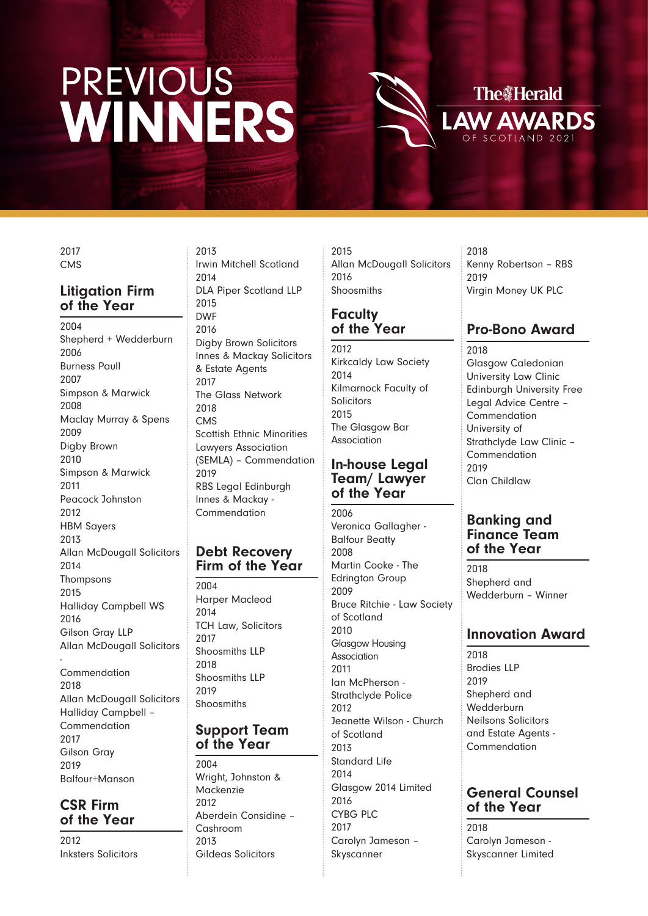# PREVIOUS WINNERS

The Herald LAW AWARDS OF SCOTLAND 2021

2017
CMS

## Litigation Firm of the Year

2004
Shepherd + Wedderburn
2006
Burness Paull
2007
Simpson & Marwick
2008
Maclay Murray & Spens
2009
Digby Brown
2010
Simpson & Marwick
2011
Peacock Johnston
2012
HBM Sayers
2013
Allan McDougall Solicitors
2014
Thompsons
2015
Halliday Campbell WS
2016
Gilson Gray LLP
Allan McDougall Solicitors - Commendation
2018
Allan McDougall Solicitors
Halliday Campbell – Commendation
2017
Gilson Gray
2019
Balfour+Manson

## CSR Firm of the Year

2012
Inksters Solicitors
2013
Irwin Mitchell Scotland
2014
DLA Piper Scotland LLP
2015
DWF
2016
Digby Brown Solicitors
Innes & Mackay Solicitors & Estate Agents
2017
The Glass Network
2018
CMS
Scottish Ethnic Minorities Lawyers Association (SEMLA) – Commendation
2019
RBS Legal Edinburgh
Innes & Mackay - Commendation

## Debt Recovery Firm of the Year

2004
Harper Macleod
2014
TCH Law, Solicitors
2017
Shoosmiths LLP
2018
Shoosmiths LLP
2019
Shoosmiths

## Support Team of the Year

2004
Wright, Johnston & Mackenzie
2012
Aberdein Considine – Cashroom
2013
Gildeas Solicitors
2015
Allan McDougall Solicitors
2016
Shoosmiths

## Faculty of the Year

2012
Kirkcaldy Law Society
2014
Kilmarnock Faculty of Solicitors
2015
The Glasgow Bar Association

## In-house Legal Team/ Lawyer of the Year

2006
Veronica Gallagher - Balfour Beatty
2008
Martin Cooke - The Edrington Group
2009
Bruce Ritchie - Law Society of Scotland
2010
Glasgow Housing Association
2011
Ian McPherson - Strathclyde Police
2012
Jeanette Wilson - Church of Scotland
2013
Standard Life
2014
Glasgow 2014 Limited
2016
CYBG PLC
2017
Carolyn Jameson – Skyscanner
2018
Kenny Robertson – RBS
2019
Virgin Money UK PLC

## Pro-Bono Award

2018
Glasgow Caledonian University Law Clinic
Edinburgh University Free Legal Advice Centre – Commendation
University of Strathclyde Law Clinic – Commendation
2019
Clan Childlaw

## Banking and Finance Team of the Year

2018
Shepherd and Wedderburn – Winner

## Innovation Award

2018
Brodies LLP
2019
Shepherd and Wedderburn
Neilsons Solicitors and Estate Agents - Commendation

## General Counsel of the Year

2018
Carolyn Jameson - Skyscanner Limited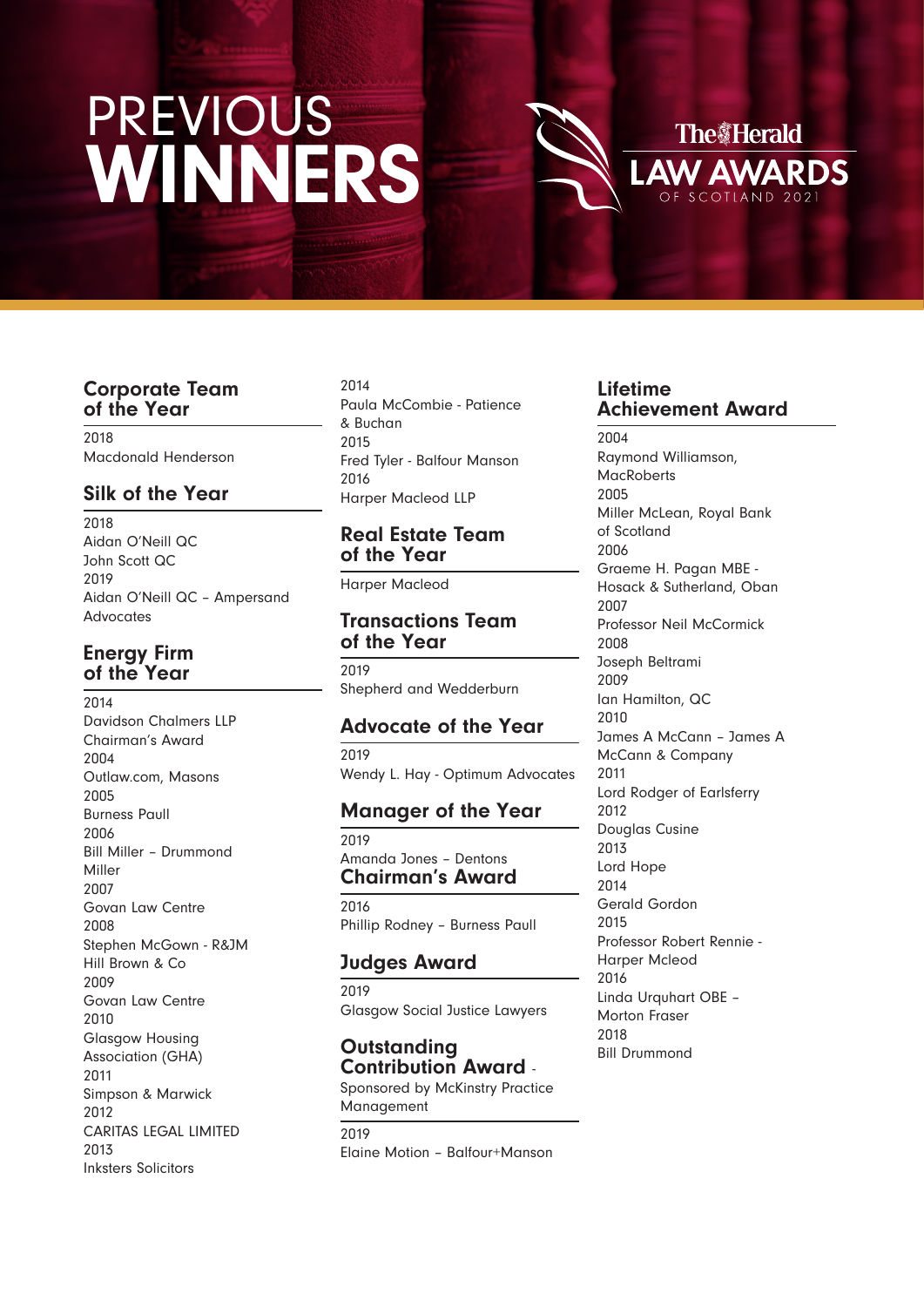# PREVIOUS **WINNERS**

The Herald LAW AWARDS OF SCOTLAND 2021

## Corporate Team of the Year

2018
Macdonald Henderson

## Silk of the Year

2018
Aidan O'Neill QC
John Scott QC
2019
Aidan O'Neill QC – Ampersand Advocates

## Energy Firm of the Year

2014
Davidson Chalmers LLP
Chairman's Award
2004
Outlaw.com, Masons
2005
Burness Paull
2006
Bill Miller – Drummond Miller
2007
Govan Law Centre
2008
Stephen McGown - R&JM Hill Brown & Co
2009
Govan Law Centre
2010
Glasgow Housing Association (GHA)
2011
Simpson & Marwick
2012
CARITAS LEGAL LIMITED
2013
Inksters Solicitors
2014
Paula McCombie - Patience & Buchan
2015
Fred Tyler - Balfour Manson
2016
Harper Macleod LLP

## Real Estate Team of the Year

Harper Macleod

## Transactions Team of the Year

2019
Shepherd and Wedderburn

## Advocate of the Year

2019
Wendy L. Hay - Optimum Advocates

## Manager of the Year

2019
Amanda Jones – Dentons

## Chairman's Award

2016
Phillip Rodney – Burness Paull

## Judges Award

2019
Glasgow Social Justice Lawyers

## Outstanding Contribution Award - Sponsored by McKinstry Practice Management

2019
Elaine Motion – Balfour+Manson

## Lifetime Achievement Award

2004
Raymond Williamson, MacRoberts
2005
Miller McLean, Royal Bank of Scotland
2006
Graeme H. Pagan MBE - Hosack & Sutherland, Oban
2007
Professor Neil McCormick
2008
Joseph Beltrami
2009
Ian Hamilton, QC
2010
James A McCann – James A McCann & Company
2011
Lord Rodger of Earlsferry
2012
Douglas Cusine
2013
Lord Hope
2014
Gerald Gordon
2015
Professor Robert Rennie - Harper Mcleod
2016
Linda Urquhart OBE – Morton Fraser
2018
Bill Drummond